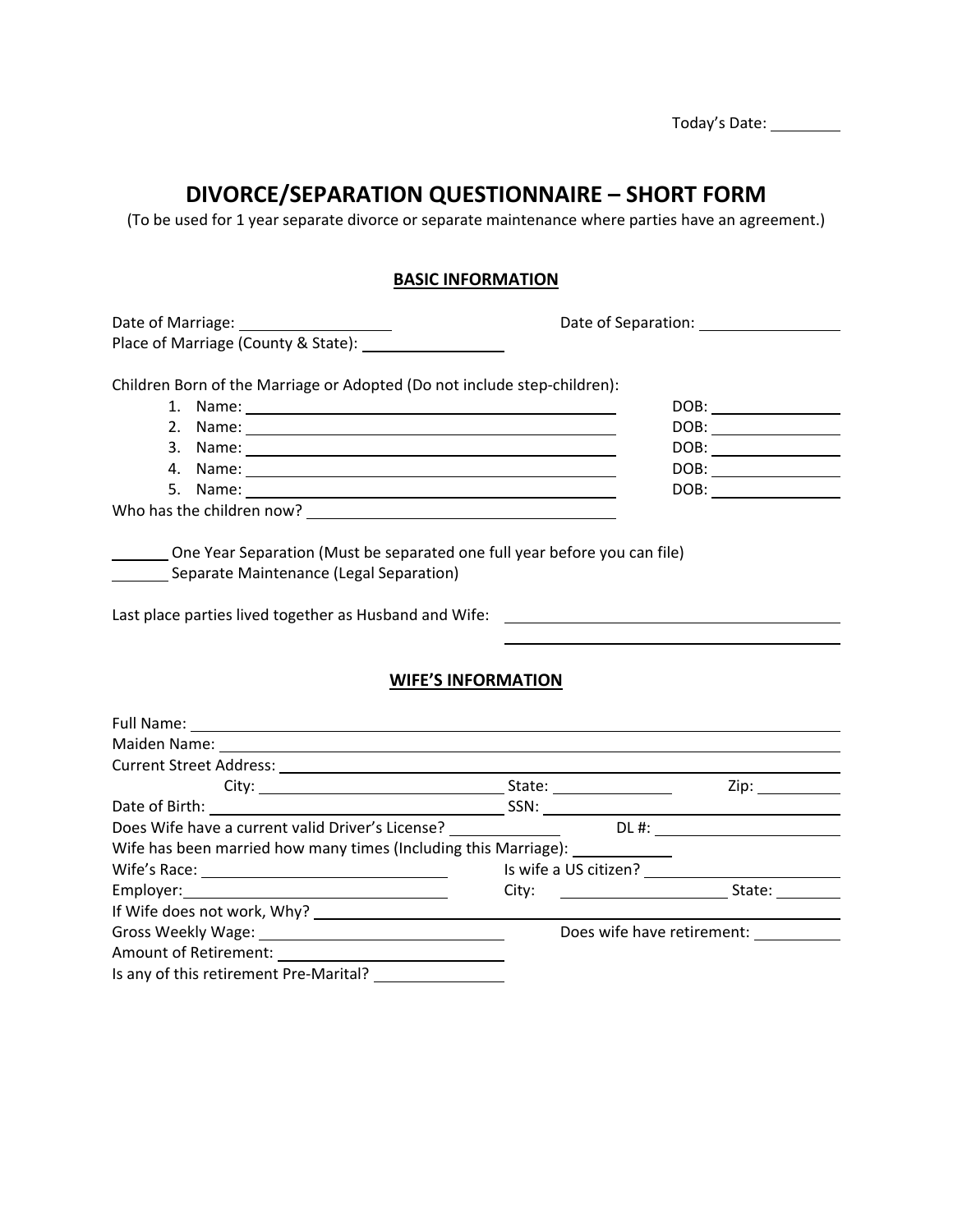Today's Date: ________

# DIVORCE/SEPARATION QUESTIONNAIRE – SHORT FORM

(To be used for 1 year separate divorce or separate maintenance where parties have an agreement.)

## BASIC INFORMATION

Date of Marriage: ________________ Date of Separation: ________________

Place of Marriage (County & State): ________________

Children Born of the Marriage or Adopted (Do not include step-children):

1. Name: ________________ DOB: ________________
2. Name: ________________ DOB: ________________
3. Name: ________________ DOB: ________________
4. Name: ________________ DOB: ________________
5. Name: ________________ DOB: ________________

Who has the children now? ________________

_______ One Year Separation (Must be separated one full year before you can file)

_______ Separate Maintenance (Legal Separation)

Last place parties lived together as Husband and Wife: ________________

________________

## WIFE'S INFORMATION

Full Name: ________________

Maiden Name: ________________

Current Street Address: ________________

City: ________________ State: ________________ Zip: ________________

Date of Birth: ________________ SSN: ________________

Does Wife have a current valid Driver's License? ________________ DL #: ________________

Wife has been married how many times (Including this Marriage): ________________

Wife's Race: ________________ Is wife a US citizen? ________________

Employer: ________________ City: ________________ State: ________________

If Wife does not work, Why? ________________

Gross Weekly Wage: ________________ Does wife have retirement: ________________

Amount of Retirement: ________________

Is any of this retirement Pre-Marital? ________________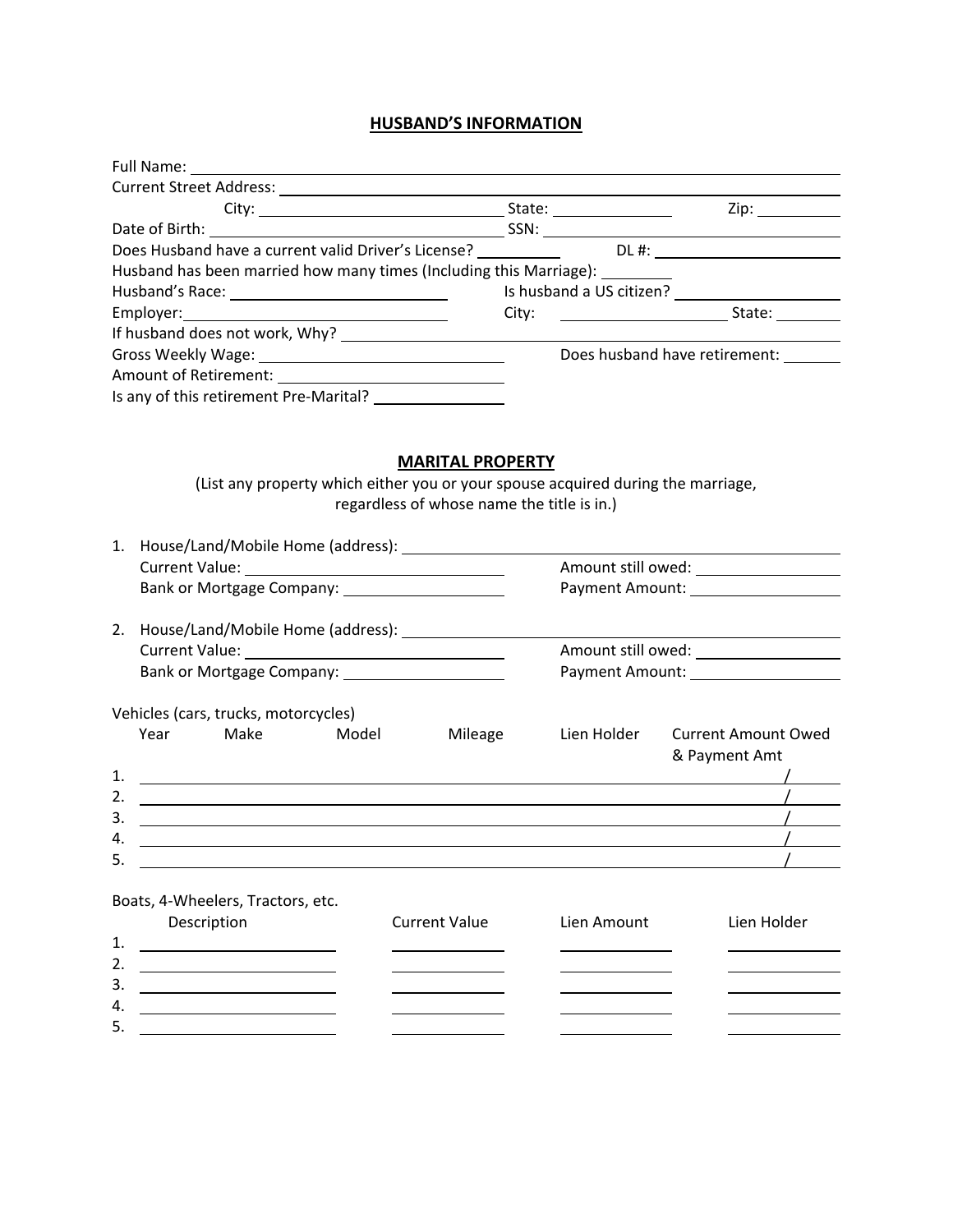## HUSBAND'S INFORMATION

Full Name: \_\_\_\_\_\_\_\_\_\_\_\_\_\_\_\_\_\_\_\_\_\_\_\_\_\_\_\_\_\_\_\_\_\_\_\_\_\_\_\_

Current Street Address: \_\_\_\_\_\_\_\_\_\_\_\_\_\_\_\_\_\_\_\_\_\_\_\_\_\_\_\_\_\_\_\_\_\_\_\_

City: \_\_\_\_\_\_\_\_\_\_\_\_\_\_\_\_\_\_\_\_ State: \_\_\_\_\_\_\_\_\_\_ Zip: \_\_\_\_\_\_\_\_

Date of Birth: \_\_\_\_\_\_\_\_\_\_\_\_\_\_\_\_\_\_\_\_ SSN: \_\_\_\_\_\_\_\_\_\_\_\_\_\_\_\_\_\_\_\_

Does Husband have a current valid Driver's License? \_\_\_\_\_\_\_\_ DL #: \_\_\_\_\_\_\_\_\_\_\_\_\_\_\_\_

Husband has been married how many times (Including this Marriage): \_\_\_\_\_\_\_\_

Husband's Race: \_\_\_\_\_\_\_\_\_\_\_\_\_\_\_\_\_\_ Is husband a US citizen? \_\_\_\_\_\_\_\_\_\_\_\_\_\_

Employer: \_\_\_\_\_\_\_\_\_\_\_\_\_\_\_\_\_\_\_\_ City: \_\_\_\_\_\_\_\_\_\_\_\_\_\_ State: \_\_\_\_\_\_\_\_

If husband does not work, Why? \_\_\_\_\_\_\_\_\_\_\_\_\_\_\_\_\_\_\_\_\_\_\_\_\_\_\_\_\_\_\_\_

Gross Weekly Wage: \_\_\_\_\_\_\_\_\_\_\_\_\_\_\_\_\_\_\_\_ Does husband have retirement: \_\_\_\_\_\_\_\_

Amount of Retirement: \_\_\_\_\_\_\_\_\_\_\_\_\_\_\_\_\_\_\_\_

Is any of this retirement Pre-Marital? \_\_\_\_\_\_\_\_\_\_\_\_

## MARITAL PROPERTY

(List any property which either you or your spouse acquired during the marriage, regardless of whose name the title is in.)

1. House/Land/Mobile Home (address): \_\_\_\_\_\_\_\_\_\_\_\_\_\_\_\_\_\_\_\_\_\_\_\_\_\_\_\_\_\_\_\_
   Current Value: \_\_\_\_\_\_\_\_\_\_\_\_\_\_\_\_\_\_\_\_ Amount still owed: \_\_\_\_\_\_\_\_\_\_\_\_\_\_
   Bank or Mortgage Company: \_\_\_\_\_\_\_\_\_\_\_\_\_\_ Payment Amount: \_\_\_\_\_\_\_\_\_\_\_\_\_\_

2. House/Land/Mobile Home (address): \_\_\_\_\_\_\_\_\_\_\_\_\_\_\_\_\_\_\_\_\_\_\_\_\_\_\_\_\_\_\_\_
   Current Value: \_\_\_\_\_\_\_\_\_\_\_\_\_\_\_\_\_\_\_\_ Amount still owed: \_\_\_\_\_\_\_\_\_\_\_\_\_\_
   Bank or Mortgage Company: \_\_\_\_\_\_\_\_\_\_\_\_\_\_ Payment Amount: \_\_\_\_\_\_\_\_\_\_\_\_\_\_

Vehicles (cars, trucks, motorcycles)

| | Year | Make | Model | Mileage | Lien Holder | Current Amount Owed & Payment Amt |
|---|---|---|---|---|---|---|
| 1. | | | | | | / |
| 2. | | | | | | / |
| 3. | | | | | | / |
| 4. | | | | | | / |
| 5. | | | | | | / |

Boats, 4-Wheelers, Tractors, etc.

| | Description | Current Value | Lien Amount | Lien Holder |
|---|---|---|---|---|
| 1. | | | | |
| 2. | | | | |
| 3. | | | | |
| 4. | | | | |
| 5. | | | | |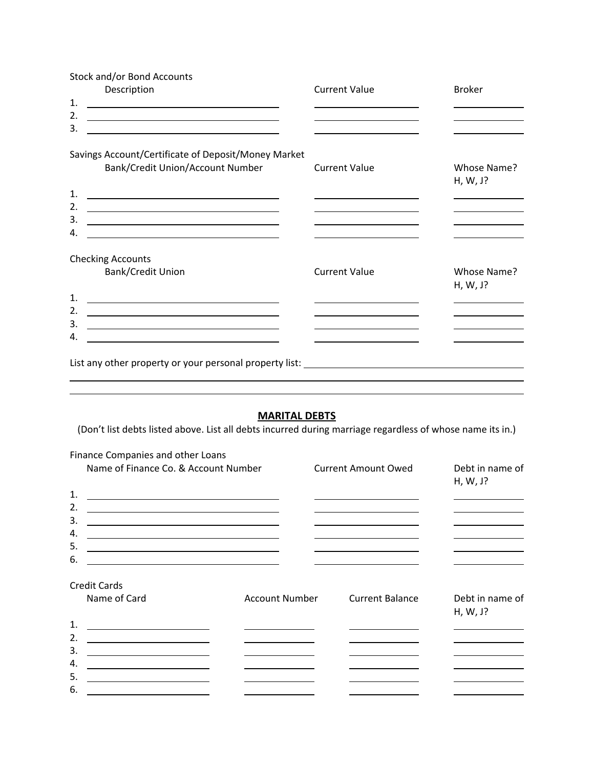Stock and/or Bond Accounts

| | Description | Current Value | Broker |
|---|---|---|---|
| 1. | | | |
| 2. | | | |
| 3. | | | |

Savings Account/Certificate of Deposit/Money Market

| | Bank/Credit Union/Account Number | Current Value | Whose Name? H, W, J? |
|---|---|---|---|
| 1. | | | |
| 2. | | | |
| 3. | | | |
| 4. | | | |

Checking Accounts

| | Bank/Credit Union | Current Value | Whose Name? H, W, J? |
|---|---|---|---|
| 1. | | | |
| 2. | | | |
| 3. | | | |
| 4. | | | |

List any other property or your personal property list: ______________________________

______________________________________________________________________

______________________________________________________________________

## MARITAL DEBTS

(Don't list debts listed above. List all debts incurred during marriage regardless of whose name its in.)

Finance Companies and other Loans

| | Name of Finance Co. & Account Number | Current Amount Owed | Debt in name of H, W, J? |
|---|---|---|---|
| 1. | | | |
| 2. | | | |
| 3. | | | |
| 4. | | | |
| 5. | | | |
| 6. | | | |

Credit Cards

| | Name of Card | Account Number | Current Balance | Debt in name of H, W, J? |
|---|---|---|---|---|
| 1. | | | | |
| 2. | | | | |
| 3. | | | | |
| 4. | | | | |
| 5. | | | | |
| 6. | | | | |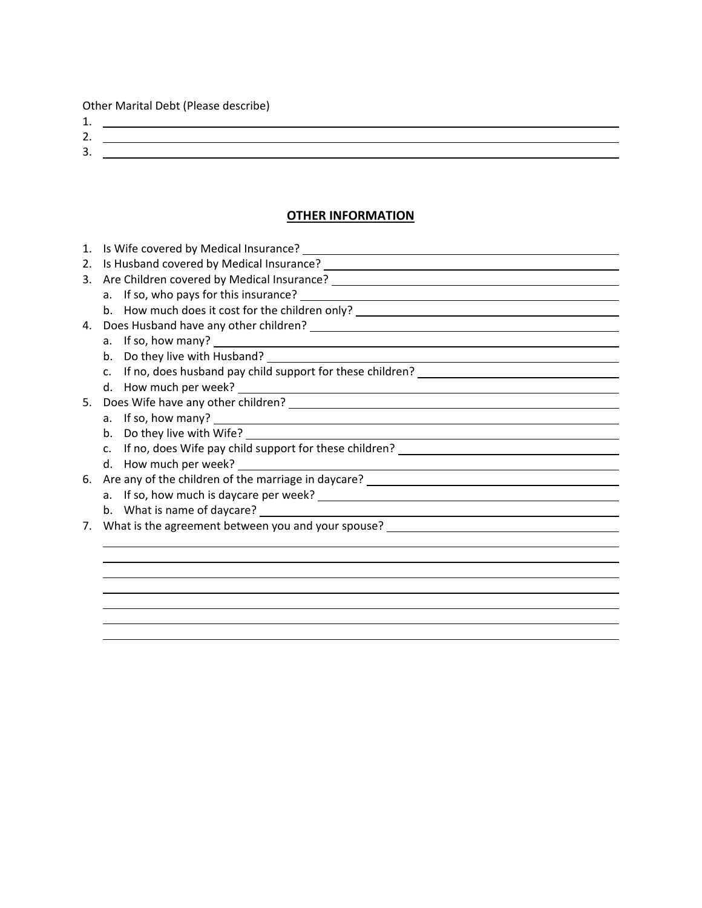Other Marital Debt (Please describe)

1. ______________________________
2. ______________________________
3. ______________________________

## OTHER INFORMATION

1. Is Wife covered by Medical Insurance? ______________________________
2. Is Husband covered by Medical Insurance? ______________________________
3. Are Children covered by Medical Insurance? ______________________________
   a. If so, who pays for this insurance? ______________________________
   b. How much does it cost for the children only? ______________________________
4. Does Husband have any other children? ______________________________
   a. If so, how many? ______________________________
   b. Do they live with Husband? ______________________________
   c. If no, does husband pay child support for these children? ______________________________
   d. How much per week? ______________________________
5. Does Wife have any other children? ______________________________
   a. If so, how many? ______________________________
   b. Do they live with Wife? ______________________________
   c. If no, does Wife pay child support for these children? ______________________________
   d. How much per week? ______________________________
6. Are any of the children of the marriage in daycare? ______________________________
   a. If so, how much is daycare per week? ______________________________
   b. What is name of daycare? ______________________________
7. What is the agreement between you and your spouse? ______________________________

______________________________
______________________________
______________________________
______________________________
______________________________
______________________________
______________________________